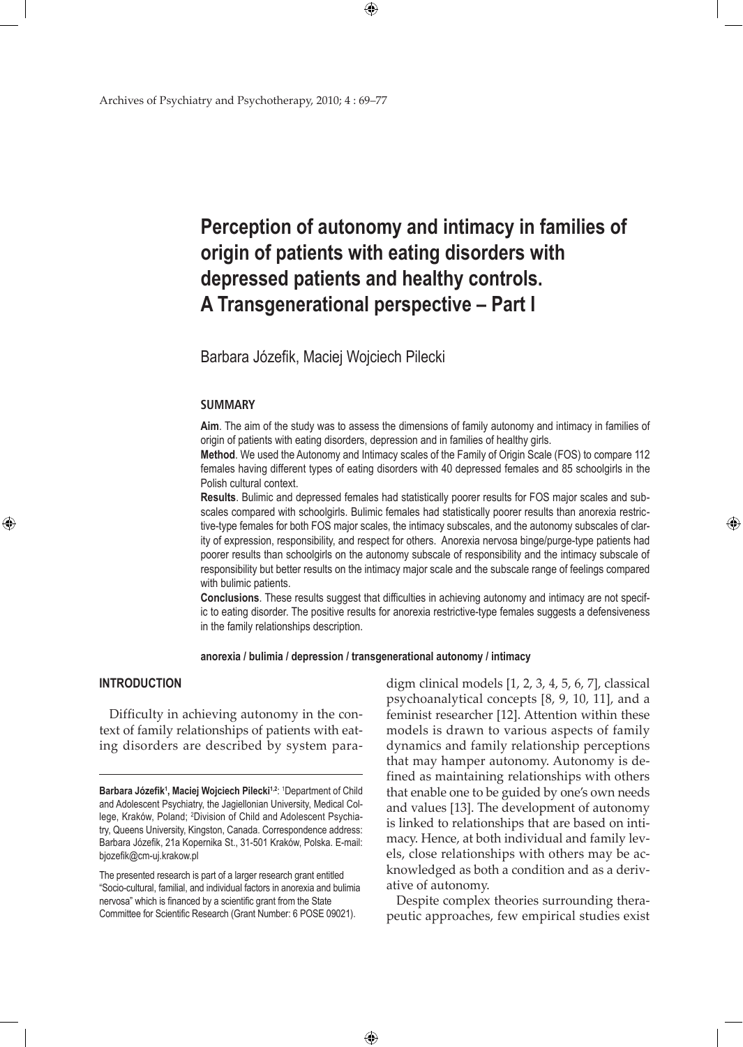# Perception of autonomy and intimacy in families of origin of patients with eating disorders with depressed patients and healthy controls. A Transgenerational perspective – Part I

Barbara Józefik, Maciej Wojciech Pilecki

## SUMMARY

**Aim**. The aim of the study was to assess the dimensions of family autonomy and intimacy in families of origin of patients with eating disorders, depression and in families of healthy girls.

**Method**. We used the Autonomy and Intimacy scales of the Family of Origin Scale (FOS) to compare 112 females having different types of eating disorders with 40 depressed females and 85 schoolgirls in the Polish cultural context.

**Results**. Bulimic and depressed females had statistically poorer results for FOS major scales and subscales compared with schoolgirls. Bulimic females had statistically poorer results than anorexia restrictive-type females for both FOS major scales, the intimacy subscales, and the autonomy subscales of clarity of expression, responsibility, and respect for others. Anorexia nervosa binge/purge-type patients had poorer results than schoolgirls on the autonomy subscale of responsibility and the intimacy subscale of responsibility but better results on the intimacy major scale and the subscale range of feelings compared with bulimic patients.

**Conclusions**. These results suggest that difficulties in achieving autonomy and intimacy are not specific to eating disorder. The positive results for anorexia restrictive-type females suggests a defensiveness in the family relationships description.

**anorexia / bulimia / depression / transgenerational autonomy / intimacy**

## INTRODUCTION

Difficulty in achieving autonomy in the context of family relationships of patients with eating disorders are described by system paradigm clinical models [1, 2, 3, 4, 5, 6, 7], classical psychoanalytical concepts [8, 9, 10, 11], and a feminist researcher [12]. Attention within these models is drawn to various aspects of family dynamics and family relationship perceptions that may hamper autonomy. Autonomy is defined as maintaining relationships with others that enable one to be guided by one's own needs and values [13]. The development of autonomy is linked to relationships that are based on intimacy. Hence, at both individual and family levels, close relationships with others may be acknowledged as both a condition and as a derivative of autonomy.

Despite complex theories surrounding therapeutic approaches, few empirical studies exist

---

**Barbara Józefik[1], Maciej Wojciech Pilecki[1,2]**: [1]Department of Child and Adolescent Psychiatry, the Jagiellonian University, Medical College, Kraków, Poland; [2]Division of Child and Adolescent Psychiatry, Queens University, Kingston, Canada. Correspondence address: Barbara Józefik, 21a Kopernika St., 31-501 Kraków, Polska. E-mail: bjozefik@cm-uj.krakow.pl

The presented research is part of a larger research grant entitled "Socio-cultural, familial, and individual factors in anorexia and bulimia nervosa" which is financed by a scientific grant from the State Committee for Scientific Research (Grant Number: 6 POSE 09021).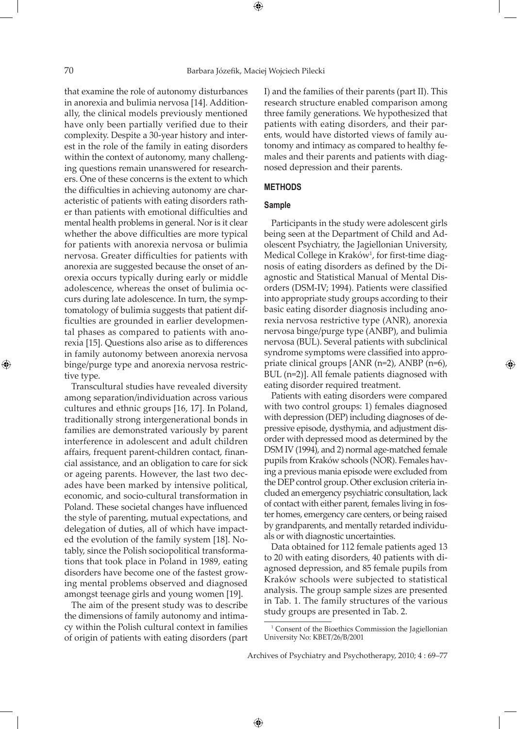that examine the role of autonomy disturbances in anorexia and bulimia nervosa [14]. Additionally, the clinical models previously mentioned have only been partially verified due to their complexity. Despite a 30-year history and interest in the role of the family in eating disorders within the context of autonomy, many challenging questions remain unanswered for researchers. One of these concerns is the extent to which the difficulties in achieving autonomy are characteristic of patients with eating disorders rather than patients with emotional difficulties and mental health problems in general. Nor is it clear whether the above difficulties are more typical for patients with anorexia nervosa or bulimia nervosa. Greater difficulties for patients with anorexia are suggested because the onset of anorexia occurs typically during early or middle adolescence, whereas the onset of bulimia occurs during late adolescence. In turn, the symptomatology of bulimia suggests that patient difficulties are grounded in earlier developmental phases as compared to patients with anorexia [15]. Questions also arise as to differences in family autonomy between anorexia nervosa binge/purge type and anorexia nervosa restrictive type.

Transcultural studies have revealed diversity among separation/individuation across various cultures and ethnic groups [16, 17]. In Poland, traditionally strong intergenerational bonds in families are demonstrated variously by parent interference in adolescent and adult children affairs, frequent parent-children contact, financial assistance, and an obligation to care for sick or ageing parents. However, the last two decades have been marked by intensive political, economic, and socio-cultural transformation in Poland. These societal changes have influenced the style of parenting, mutual expectations, and delegation of duties, all of which have impacted the evolution of the family system [18]. Notably, since the Polish sociopolitical transformations that took place in Poland in 1989, eating disorders have become one of the fastest growing mental problems observed and diagnosed amongst teenage girls and young women [19].

The aim of the present study was to describe the dimensions of family autonomy and intimacy within the Polish cultural context in families of origin of patients with eating disorders (part I) and the families of their parents (part II). This research structure enabled comparison among three family generations. We hypothesized that patients with eating disorders, and their parents, would have distorted views of family autonomy and intimacy as compared to healthy females and their parents and patients with diagnosed depression and their parents.

## METHODS

### Sample

Participants in the study were adolescent girls being seen at the Department of Child and Adolescent Psychiatry, the Jagiellonian University, Medical College in Kraków[1], for first-time diagnosis of eating disorders as defined by the Diagnostic and Statistical Manual of Mental Disorders (DSM-IV; 1994). Patients were classified into appropriate study groups according to their basic eating disorder diagnosis including anorexia nervosa restrictive type (ANR), anorexia nervosa binge/purge type (ANBP), and bulimia nervosa (BUL). Several patients with subclinical syndrome symptoms were classified into appropriate clinical groups [ANR (n=2), ANBP (n=6), BUL (n=2)]. All female patients diagnosed with eating disorder required treatment.

Patients with eating disorders were compared with two control groups: 1) females diagnosed with depression (DEP) including diagnoses of depressive episode, dysthymia, and adjustment disorder with depressed mood as determined by the DSM IV (1994), and 2) normal age-matched female pupils from Kraków schools (NOR). Females having a previous mania episode were excluded from the DEP control group. Other exclusion criteria included an emergency psychiatric consultation, lack of contact with either parent, females living in foster homes, emergency care centers, or being raised by grandparents, and mentally retarded individuals or with diagnostic uncertainties.

Data obtained for 112 female patients aged 13 to 20 with eating disorders, 40 patients with diagnosed depression, and 85 female pupils from Kraków schools were subjected to statistical analysis. The group sample sizes are presented in Tab. 1. The family structures of the various study groups are presented in Tab. 2.

[1] Consent of the Bioethics Commission the Jagiellonian University No: KBET/26/B/2001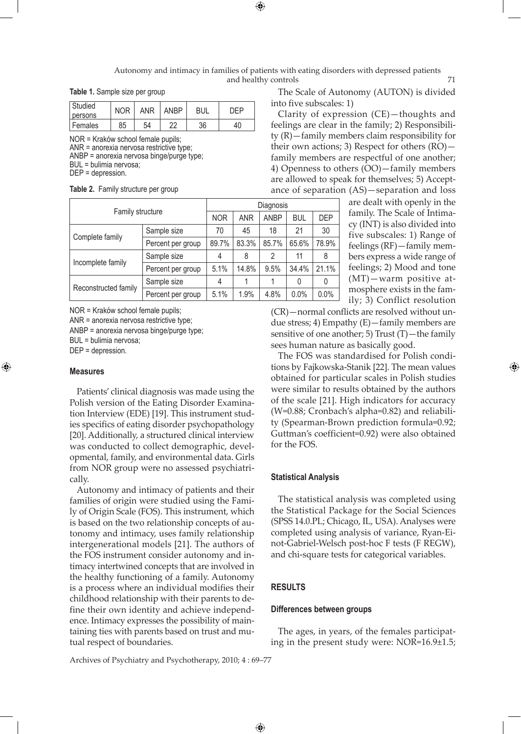**Table 1.** Sample size per group

| Studied persons | NOR | ANR | ANBP | BUL | DEP |
|---|---|---|---|---|---|
| Females | 85 | 54 | 22 | 36 | 40 |

NOR = Kraków school female pupils;
ANR = anorexia nervosa restrictive type;
ANBP = anorexia nervosa binge/purge type;
BUL = bulimia nervosa;
DEP = depression.

**Table 2.** Family structure per group

| Family structure | | Diagnosis | | | | |
|---|---|---|---|---|---|---|
| | | NOR | ANR | ANBP | BUL | DEP |
| Complete family | Sample size | 70 | 45 | 18 | 21 | 30 |
| | Percent per group | 89.7% | 83.3% | 85.7% | 65.6% | 78.9% |
| Incomplete family | Sample size | 4 | 8 | 2 | 11 | 8 |
| | Percent per group | 5.1% | 14.8% | 9.5% | 34.4% | 21.1% |
| Reconstructed family | Sample size | 4 | 1 | 1 | 0 | 0 |
| | Percent per group | 5.1% | 1.9% | 4.8% | 0.0% | 0.0% |

NOR = Kraków school female pupils;
ANR = anorexia nervosa restrictive type;
ANBP = anorexia nervosa binge/purge type;
BUL = bulimia nervosa;
DEP = depression.

### Measures

Patients' clinical diagnosis was made using the Polish version of the Eating Disorder Examination Interview (EDE) [19]. This instrument studies specifics of eating disorder psychopathology [20]. Additionally, a structured clinical interview was conducted to collect demographic, developmental, family, and environmental data. Girls from NOR group were no assessed psychiatrically.

Autonomy and intimacy of patients and their families of origin were studied using the Family of Origin Scale (FOS). This instrument, which is based on the two relationship concepts of autonomy and intimacy, uses family relationship intergenerational models [21]. The authors of the FOS instrument consider autonomy and intimacy intertwined concepts that are involved in the healthy functioning of a family. Autonomy is a process where an individual modifies their childhood relationship with their parents to define their own identity and achieve independence. Intimacy expresses the possibility of maintaining ties with parents based on trust and mutual respect of boundaries.

The Scale of Autonomy (AUTON) is divided into five subscales: 1) Clarity of expression (CE)—thoughts and feelings are clear in the family; 2) Responsibility (R)—family members claim responsibility for their own actions; 3) Respect for others (RO)—family members are respectful of one another; 4) Openness to others (OO)—family members are allowed to speak for themselves; 5) Acceptance of separation (AS)—separation and loss are dealt with openly in the family. The Scale of Intimacy (INT) is also divided into five subscales: 1) Range of feelings (RF)—family members express a wide range of feelings; 2) Mood and tone (MT)—warm positive atmosphere exists in the family; 3) Conflict resolution (CR)—normal conflicts are resolved without undue stress; 4) Empathy (E)—family members are sensitive of one another; 5) Trust (T)—the family sees human nature as basically good.

The FOS was standardised for Polish conditions by Fajkowska-Stanik [22]. The mean values obtained for particular scales in Polish studies were similar to results obtained by the authors of the scale [21]. High indicators for accuracy (W=0.88; Cronbach's alpha=0.82) and reliability (Spearman-Brown prediction formula=0.92; Guttman's coefficient=0.92) were also obtained for the FOS.

### Statistical Analysis

The statistical analysis was completed using the Statistical Package for the Social Sciences (SPSS 14.0.PL; Chicago, IL, USA). Analyses were completed using analysis of variance, Ryan-Einot-Gabriel-Welsch post-hoc F tests (F REGW), and chi-square tests for categorical variables.

## RESULTS

### Differences between groups

The ages, in years, of the females participating in the present study were: NOR=16.9±1.5;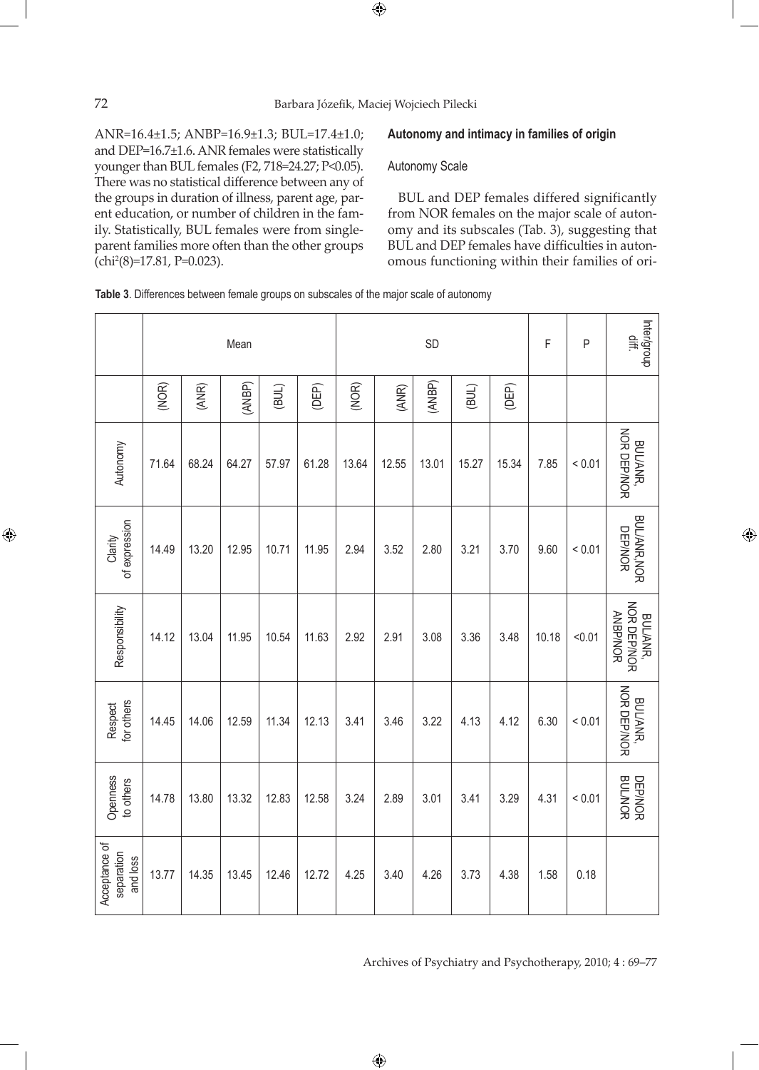ANR=16.4±1.5; ANBP=16.9±1.3; BUL=17.4±1.0; and DEP=16.7±1.6. ANR females were statistically younger than BUL females ($F_{2, 718}=24.27$; $P<0.05$). There was no statistical difference between any of the groups in duration of illness, parent age, parent education, or number of children in the family. Statistically, BUL females were from single-parent families more often than the other groups ($chi^2(8)=17.81$, $P=0.023$).

### Autonomy and intimacy in families of origin

#### Autonomy Scale

BUL and DEP females differed significantly from NOR females on the major scale of autonomy and its subscales (Tab. 3), suggesting that BUL and DEP females have difficulties in autonomous functioning within their families of ori-

**Table 3**. Differences between female groups on subscales of the major scale of autonomy

| | Mean | | | | | SD | | | | | F | P | Inter/group diff. |
|---|---|---|---|---|---|---|---|---|---|---|---|---|---|
| | (NOR) | (ANR) | (ANBP) | (BUL) | (DEP) | (NOR) | (ANR) | (ANBP) | (BUL) | (DEP) | | | |
| Autonomy | 71.64 | 68.24 | 64.27 | 57.97 | 61.28 | 13.64 | 12.55 | 13.01 | 15.27 | 15.34 | 7.85 | < 0.01 | BUL/ANR, NOR DEP/NOR |
| Clarity of expression | 14.49 | 13.20 | 12.95 | 10.71 | 11.95 | 2.94 | 3.52 | 2.80 | 3.21 | 3.70 | 9.60 | < 0.01 | BUL/ANR,NOR DEP/NOR |
| Responsibility | 14.12 | 13.04 | 11.95 | 10.54 | 11.63 | 2.92 | 2.91 | 3.08 | 3.36 | 3.48 | 10.18 | <0.01 | BUL/ANR, NOR DEP/NOR ANBP/NOR |
| Respect for others | 14.45 | 14.06 | 12.59 | 11.34 | 12.13 | 3.41 | 3.46 | 3.22 | 4.13 | 4.12 | 6.30 | < 0.01 | BUL/ANR, NOR DEP/NOR |
| Openness to others | 14.78 | 13.80 | 13.32 | 12.83 | 12.58 | 3.24 | 2.89 | 3.01 | 3.41 | 3.29 | 4.31 | < 0.01 | DEP/NOR BUL/NOR |
| Acceptance of separation and loss | 13.77 | 14.35 | 13.45 | 12.46 | 12.72 | 4.25 | 3.40 | 4.26 | 3.73 | 4.38 | 1.58 | 0.18 | |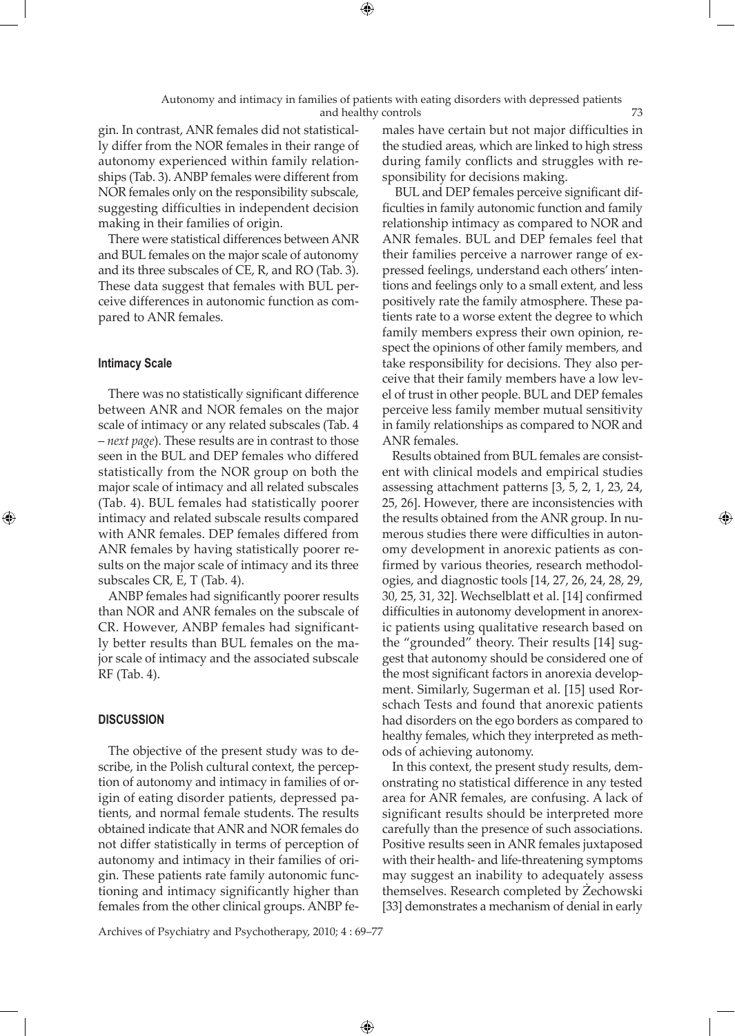gin. In contrast, ANR females did not statistically differ from the NOR females in their range of autonomy experienced within family relationships (Tab. 3). ANBP females were different from NOR females only on the responsibility subscale, suggesting difficulties in independent decision making in their families of origin.

There were statistical differences between ANR and BUL females on the major scale of autonomy and its three subscales of CE, R, and RO (Tab. 3). These data suggest that females with BUL perceive differences in autonomic function as compared to ANR females.

### Intimacy Scale

There was no statistically significant difference between ANR and NOR females on the major scale of intimacy or any related subscales (Tab. 4 – *next page*). These results are in contrast to those seen in the BUL and DEP females who differed statistically from the NOR group on both the major scale of intimacy and all related subscales (Tab. 4). BUL females had statistically poorer intimacy and related subscale results compared with ANR females. DEP females differed from ANR females by having statistically poorer results on the major scale of intimacy and its three subscales CR, E, T (Tab. 4).

ANBP females had significantly poorer results than NOR and ANR females on the subscale of CR. However, ANBP females had significantly better results than BUL females on the major scale of intimacy and the associated subscale RF (Tab. 4).

## DISCUSSION

The objective of the present study was to describe, in the Polish cultural context, the perception of autonomy and intimacy in families of origin of eating disorder patients, depressed patients, and normal female students. The results obtained indicate that ANR and NOR females do not differ statistically in terms of perception of autonomy and intimacy in their families of origin. These patients rate family autonomic functioning and intimacy significantly higher than females from the other clinical groups. ANBP females have certain but not major difficulties in the studied areas, which are linked to high stress during family conflicts and struggles with responsibility for decisions making.

BUL and DEP females perceive significant difficulties in family autonomic function and family relationship intimacy as compared to NOR and ANR females. BUL and DEP females feel that their families perceive a narrower range of expressed feelings, understand each others' intentions and feelings only to a small extent, and less positively rate the family atmosphere. These patients rate to a worse extent the degree to which family members express their own opinion, respect the opinions of other family members, and take responsibility for decisions. They also perceive that their family members have a low level of trust in other people. BUL and DEP females perceive less family member mutual sensitivity in family relationships as compared to NOR and ANR females.

Results obtained from BUL females are consistent with clinical models and empirical studies assessing attachment patterns [3, 5, 2, 1, 23, 24, 25, 26]. However, there are inconsistencies with the results obtained from the ANR group. In numerous studies there were difficulties in autonomy development in anorexic patients as confirmed by various theories, research methodologies, and diagnostic tools [14, 27, 26, 24, 28, 29, 30, 25, 31, 32]. Wechselblatt et al. [14] confirmed difficulties in autonomy development in anorexic patients using qualitative research based on the "grounded" theory. Their results [14] suggest that autonomy should be considered one of the most significant factors in anorexia development. Similarly, Sugerman et al. [15] used Rorschach Tests and found that anorexic patients had disorders on the ego borders as compared to healthy females, which they interpreted as methods of achieving autonomy.

In this context, the present study results, demonstrating no statistical difference in any tested area for ANR females, are confusing. A lack of significant results should be interpreted more carefully than the presence of such associations. Positive results seen in ANR females juxtaposed with their health- and life-threatening symptoms may suggest an inability to adequately assess themselves. Research completed by Żechowski [33] demonstrates a mechanism of denial in early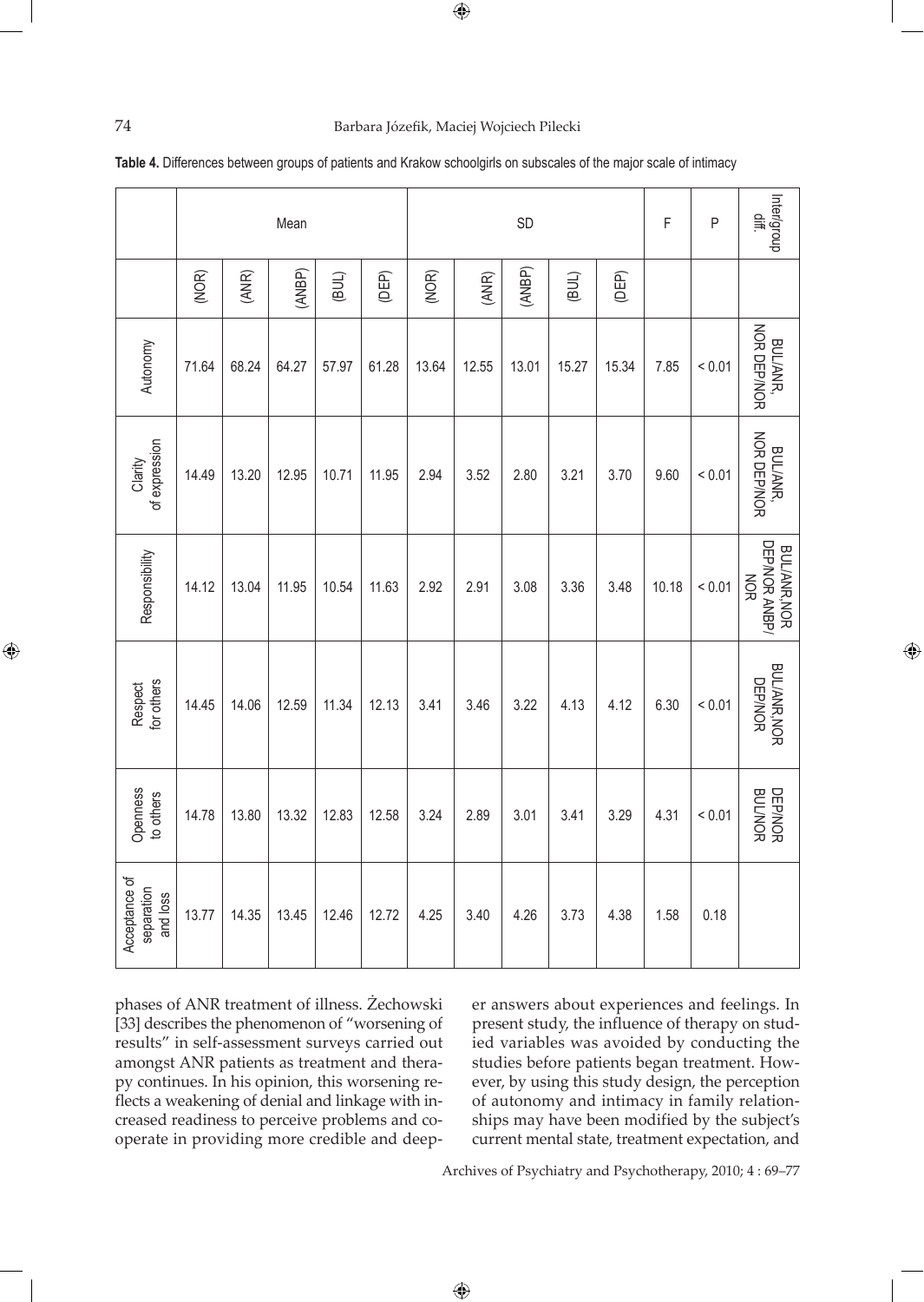**Table 4.** Differences between groups of patients and Krakow schoolgirls on subscales of the major scale of intimacy

| | Mean | | | | | SD | | | | | F | P | Inter/group diff. |
|---|---|---|---|---|---|---|---|---|---|---|---|---|---|
| | (NOR) | (ANR) | (ANBP) | (BUL) | (DEP) | (NOR) | (ANR) | (ANBP) | (BUL) | (DEP) | | | |
| Autonomy | 71.64 | 68.24 | 64.27 | 57.97 | 61.28 | 13.64 | 12.55 | 13.01 | 15.27 | 15.34 | 7.85 | < 0.01 | BUL/ANR, NOR DEP/NOR |
| Clarity of expression | 14.49 | 13.20 | 12.95 | 10.71 | 11.95 | 2.94 | 3.52 | 2.80 | 3.21 | 3.70 | 9.60 | < 0.01 | BUL/ANR, NOR DEP/NOR |
| Responsibility | 14.12 | 13.04 | 11.95 | 10.54 | 11.63 | 2.92 | 2.91 | 3.08 | 3.36 | 3.48 | 10.18 | < 0.01 | BUL/ANR,NOR DEP/NOR ANBP/NOR |
| Respect for others | 14.45 | 14.06 | 12.59 | 11.34 | 12.13 | 3.41 | 3.46 | 3.22 | 4.13 | 4.12 | 6.30 | < 0.01 | BUL/ANR,NOR DEP/NOR |
| Openness to others | 14.78 | 13.80 | 13.32 | 12.83 | 12.58 | 3.24 | 2.89 | 3.01 | 3.41 | 3.29 | 4.31 | < 0.01 | DEP/NOR BUL/NOR |
| Acceptance of separation and loss | 13.77 | 14.35 | 13.45 | 12.46 | 12.72 | 4.25 | 3.40 | 4.26 | 3.73 | 4.38 | 1.58 | 0.18 | |

phases of ANR treatment of illness. Żechowski [33] describes the phenomenon of "worsening of results" in self-assessment surveys carried out amongst ANR patients as treatment and therapy continues. In his opinion, this worsening reflects a weakening of denial and linkage with increased readiness to perceive problems and cooperate in providing more credible and deeper answers about experiences and feelings. In present study, the influence of therapy on studied variables was avoided by conducting the studies before patients began treatment. However, by using this study design, the perception of autonomy and intimacy in family relationships may have been modified by the subject's current mental state, treatment expectation, and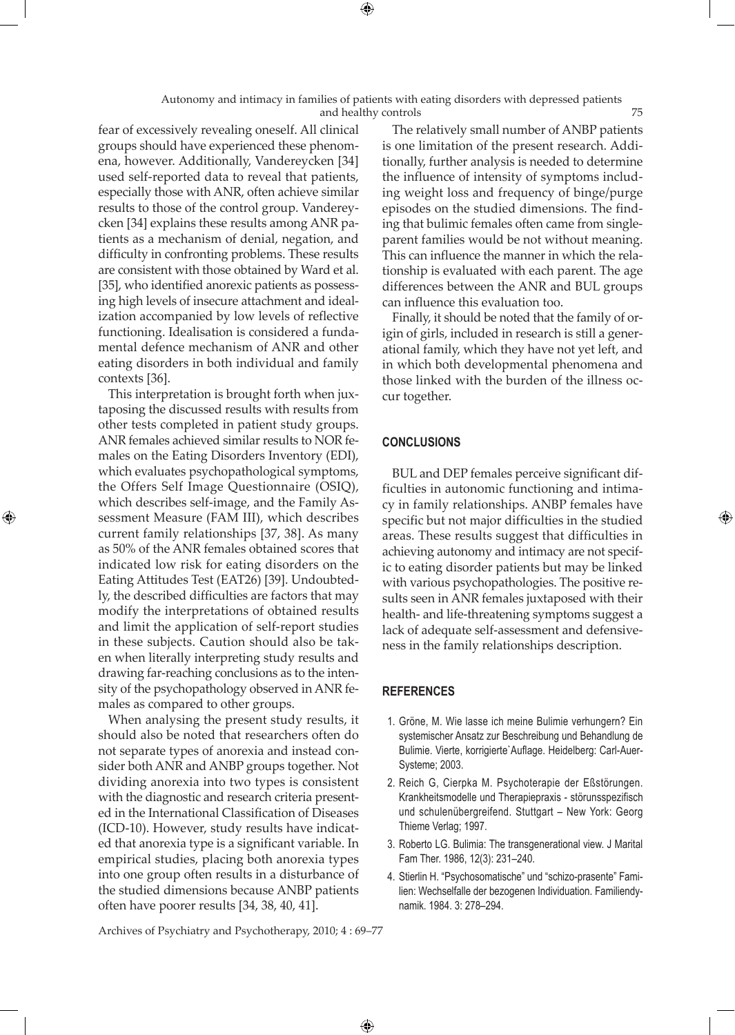fear of excessively revealing oneself. All clinical groups should have experienced these phenomena, however. Additionally, Vandereycken [34] used self-reported data to reveal that patients, especially those with ANR, often achieve similar results to those of the control group. Vandereycken [34] explains these results among ANR patients as a mechanism of denial, negation, and difficulty in confronting problems. These results are consistent with those obtained by Ward et al. [35], who identified anorexic patients as possessing high levels of insecure attachment and idealization accompanied by low levels of reflective functioning. Idealisation is considered a fundamental defence mechanism of ANR and other eating disorders in both individual and family contexts [36].

This interpretation is brought forth when juxtaposing the discussed results with results from other tests completed in patient study groups. ANR females achieved similar results to NOR females on the Eating Disorders Inventory (EDI), which evaluates psychopathological symptoms, the Offers Self Image Questionnaire (OSIQ), which describes self-image, and the Family Assessment Measure (FAM III), which describes current family relationships [37, 38]. As many as 50% of the ANR females obtained scores that indicated low risk for eating disorders on the Eating Attitudes Test (EAT26) [39]. Undoubtedly, the described difficulties are factors that may modify the interpretations of obtained results and limit the application of self-report studies in these subjects. Caution should also be taken when literally interpreting study results and drawing far-reaching conclusions as to the intensity of the psychopathology observed in ANR females as compared to other groups.

When analysing the present study results, it should also be noted that researchers often do not separate types of anorexia and instead consider both ANR and ANBP groups together. Not dividing anorexia into two types is consistent with the diagnostic and research criteria presented in the International Classification of Diseases (ICD-10). However, study results have indicated that anorexia type is a significant variable. In empirical studies, placing both anorexia types into one group often results in a disturbance of the studied dimensions because ANBP patients often have poorer results [34, 38, 40, 41].

The relatively small number of ANBP patients is one limitation of the present research. Additionally, further analysis is needed to determine the influence of intensity of symptoms including weight loss and frequency of binge/purge episodes on the studied dimensions. The finding that bulimic females often came from single-parent families would be not without meaning. This can influence the manner in which the relationship is evaluated with each parent. The age differences between the ANR and BUL groups can influence this evaluation too.

Finally, it should be noted that the family of origin of girls, included in research is still a generational family, which they have not yet left, and in which both developmental phenomena and those linked with the burden of the illness occur together.

## CONCLUSIONS

BUL and DEP females perceive significant difficulties in autonomic functioning and intimacy in family relationships. ANBP females have specific but not major difficulties in the studied areas. These results suggest that difficulties in achieving autonomy and intimacy are not specific to eating disorder patients but may be linked with various psychopathologies. The positive results seen in ANR females juxtaposed with their health- and life-threatening symptoms suggest a lack of adequate self-assessment and defensiveness in the family relationships description.

## REFERENCES

1. Gröne, M. Wie lasse ich meine Bulimie verhungern? Ein systemischer Ansatz zur Beschreibung und Behandlung de Bulimie. Vierte, korrigierte`Auflage. Heidelberg: Carl-Auer-Systeme; 2003.
2. Reich G, Cierpka M. Psychoterapie der Eßstörungen. Krankheitsmodelle und Therapiepraxis - störunsspezifisch und schulenübergreifend. Stuttgart – New York: Georg Thieme Verlag; 1997.
3. Roberto LG. Bulimia: The transgenerational view. J Marital Fam Ther. 1986, 12(3): 231–240.
4. Stierlin H. "Psychosomatische" und "schizo-prasente" Familien: Wechselfalle der bezogenen Individuation. Familiendynamik. 1984. 3: 278–294.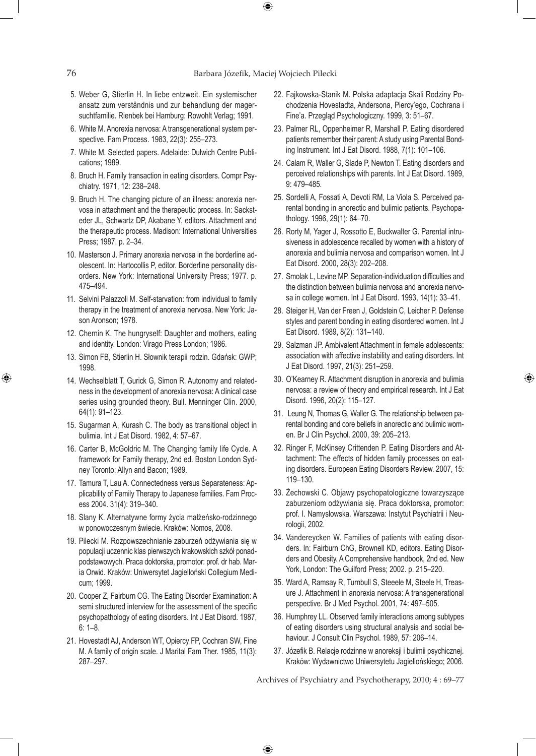5. Weber G, Stierlin H. In liebe entzweit. Ein systemischer ansatz zum verständnis und zur behandlung der magersuchtfamilie. Rienbek bei Hamburg: Rowohlt Verlag; 1991.
6. White M. Anorexia nervosa: A transgenerational system perspective. Fam Process. 1983, 22(3): 255–273.
7. White M. Selected papers. Adelaide: Dulwich Centre Publications; 1989.
8. Bruch H. Family transaction in eating disorders. Compr Psychiatry. 1971, 12: 238–248.
9. Bruch H. The changing picture of an illness: anorexia nervosa in attachment and the therapeutic process. In: Sacksteeder JL, Schwartz DP, Akabane Y, editors. Attachment and the therapeutic process. Madison: International Universities Press; 1987. p. 2–34.
10. Masterson J. Primary anorexia nervosa in the borderline adolescent. In: Hartocollis P, editor. Borderline personality disorders. New York: International University Press; 1977. p. 475–494.
11. Selvini Palazzoli M. Self-starvation: from individual to family therapy in the treatment of anorexia nervosa. New York: Jason Aronson; 1978.
12. Chernin K. The hungryself: Daughter and mothers, eating and identity. London: Virago Press London; 1986.
13. Simon FB, Stierlin H. Słownik terapii rodzin. Gdańsk: GWP; 1998.
14. Wechselblatt T, Gurick G, Simon R. Autonomy and relatedness in the development of anorexia nervosa: A clinical case series using grounded theory. Bull. Menninger Clin. 2000, 64(1): 91–123.
15. Sugarman A, Kurash C. The body as transitional object in bulimia. Int J Eat Disord. 1982, 4: 57–67.
16. Carter B, McGoldric M. The Changing family life Cycle. A framework for Family therapy, 2nd ed. Boston London Sydney Toronto: Allyn and Bacon; 1989.
17. Tamura T, Lau A. Connectedness versus Separateness: Applicability of Family Therapy to Japanese families. Fam Process 2004. 31(4): 319–340.
18. Slany K. Alternatywne formy życia małżeńsko-rodzinnego w ponowoczesnym świecie. Kraków: Nomos, 2008.
19. Pilecki M. Rozpowszechnianie zaburzeń odżywiania się w populacji uczennic klas pierwszych krakowskich szkół ponadpodstawowych. Praca doktorska, promotor: prof. dr hab. Maria Orwid. Kraków: Uniwersytet Jagielloński Collegium Medicum; 1999.
20. Cooper Z, Fairburn CG. The Eating Disorder Examination: A semi structured interview for the assessment of the specific psychopathology of eating disorders. Int J Eat Disord. 1987, 6: 1–8.
21. Hovestadt AJ, Anderson WT, Opiercy FP, Cochran SW, Fine M. A family of origin scale. J Marital Fam Ther. 1985, 11(3): 287–297.
22. Fajkowska-Stanik M. Polska adaptacja Skali Rodziny Pochodzenia Hovestadta, Andersona, Piercy'ego, Cochrana i Fine'a. Przegląd Psychologiczny. 1999, 3: 51–67.
23. Palmer RL, Oppenheimer R, Marshall P. Eating disordered patients remember their parent: A study using Parental Bonding Instrument. Int J Eat Disord. 1988, 7(1): 101–106.
24. Calam R, Waller G, Slade P, Newton T. Eating disorders and perceived relationships with parents. Int J Eat Disord. 1989, 9: 479–485.
25. Sordelli A, Fossati A, Devoti RM, La Viola S. Perceived parental bonding in anorectic and bulimic patients. Psychopathology. 1996, 29(1): 64–70.
26. Rorty M, Yager J, Rossotto E, Buckwalter G. Parental intrusiveness in adolescence recalled by women with a history of anorexia and bulimia nervosa and comparison women. Int J Eat Disord. 2000, 28(3): 202–208.
27. Smolak L, Levine MP. Separation-individuation difficulties and the distinction between bulimia nervosa and anorexia nervosa in college women. Int J Eat Disord. 1993, 14(1): 33–41.
28. Steiger H, Van der Freen J, Goldstein C, Leicher P. Defense styles and parent bonding in eating disordered women. Int J Eat Disord. 1989, 8(2): 131–140.
29. Salzman JP. Ambivalent Attachment in female adolescents: association with affective instability and eating disorders. Int J Eat Disord. 1997, 21(3): 251–259.
30. O'Kearney R. Attachment disruption in anorexia and bulimia nervosa: a review of theory and empirical research. Int J Eat Disord. 1996, 20(2): 115–127.
31. Leung N, Thomas G, Waller G. The relationship between parental bonding and core beliefs in anorectic and bulimic women. Br J Clin Psychol. 2000, 39: 205–213.
32. Ringer F, McKinsey Crittenden P. Eating Disorders and Attachment: The effects of hidden family processes on eating disorders. European Eating Disorders Review. 2007, 15: 119–130.
33. Żechowski C. Objawy psychopatologiczne towarzyszące zaburzeniom odżywiania się. Praca doktorska, promotor: prof. I. Namysłowska. Warszawa: Instytut Psychiatrii i Neurologii, 2002.
34. Vandereycken W. Families of patients with eating disorders. In: Fairburn ChG, Brownell KD, editors. Eating Disorders and Obesity. A Comprehensive handbook, 2nd ed. New York, London: The Guilford Press; 2002. p. 215–220.
35. Ward A, Ramsay R, Turnbull S, Steeele M, Steele H, Treasure J. Attachment in anorexia nervosa: A transgenerational perspective. Br J Med Psychol. 2001, 74: 497–505.
36. Humphrey LL. Observed family interactions among subtypes of eating disorders using structural analysis and social behaviour. J Consult Clin Psychol. 1989, 57: 206–14.
37. Józefik B. Relacje rodzinne w anoreksji i bulimii psychicznej. Kraków: Wydawnictwo Uniwersytetu Jagiellońskiego; 2006.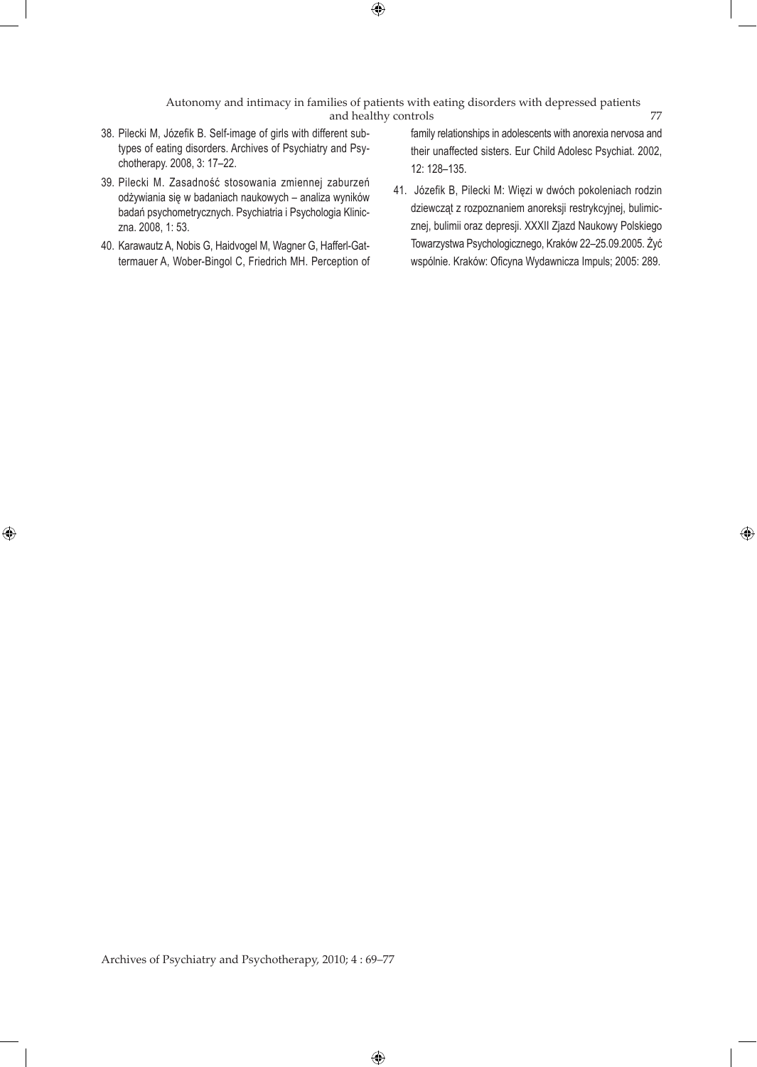38. Pilecki M, Józefik B. Self-image of girls with different subtypes of eating disorders. Archives of Psychiatry and Psychotherapy. 2008, 3: 17–22.
39. Pilecki M. Zasadność stosowania zmiennej zaburzeń odżywiania się w badaniach naukowych – analiza wyników badań psychometrycznych. Psychiatria i Psychologia Kliniczna. 2008, 1: 53.
40. Karawautz A, Nobis G, Haidvogel M, Wagner G, Hafferl-Gattermauer A, Wober-Bingol C, Friedrich MH. Perception of family relationships in adolescents with anorexia nervosa and their unaffected sisters. Eur Child Adolesc Psychiat. 2002, 12: 128–135.
41. Józefik B, Pilecki M: Więzi w dwóch pokoleniach rodzin dziewcząt z rozpoznaniem anoreksji restrykcyjnej, bulimicznej, bulimii oraz depresji. XXXII Zjazd Naukowy Polskiego Towarzystwa Psychologicznego, Kraków 22–25.09.2005. Żyć wspólnie. Kraków: Oficyna Wydawnicza Impuls; 2005: 289.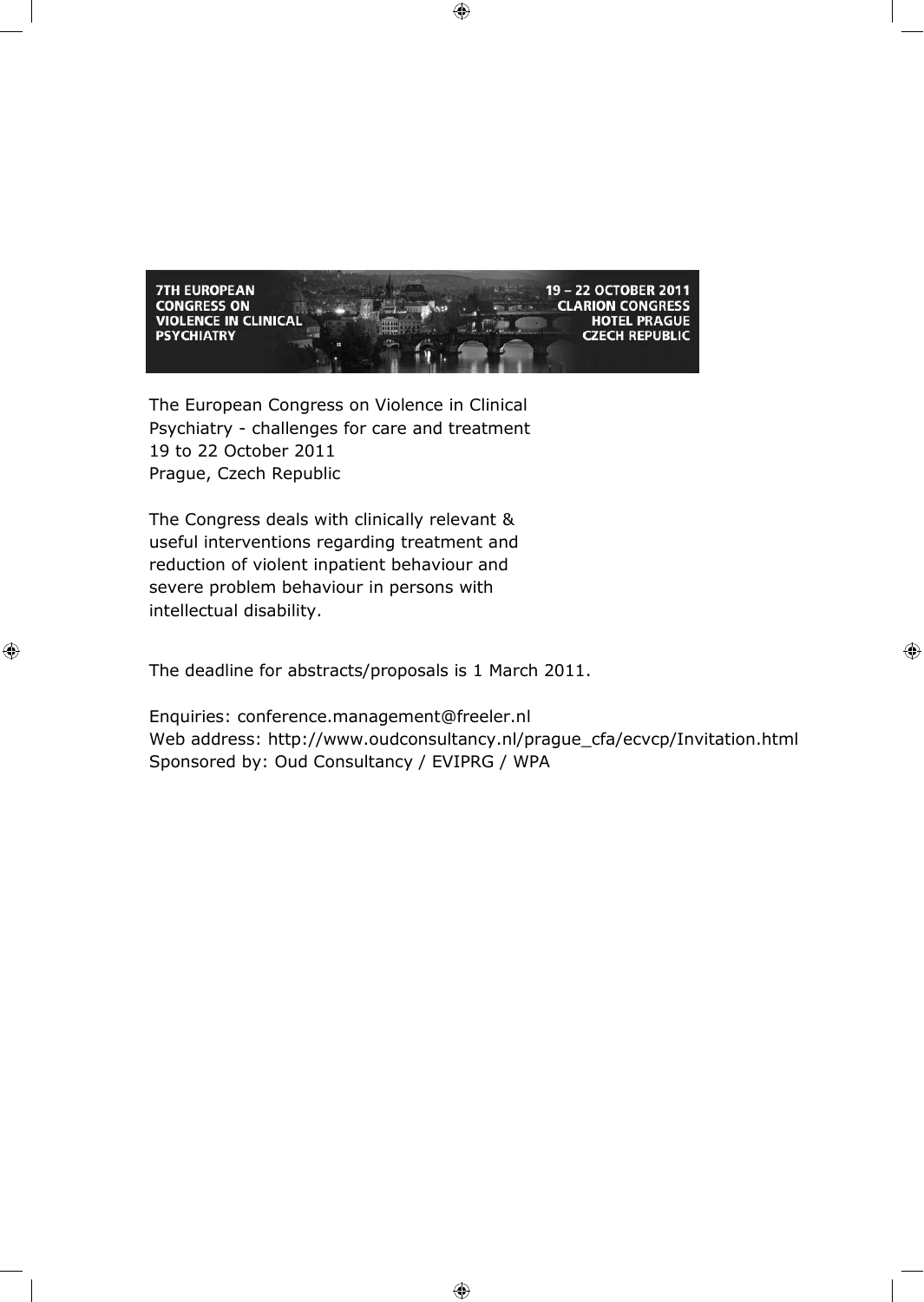7TH EUROPEAN CONGRESS ON VIOLENCE IN CLINICAL PSYCHIATRY

19 – 22 OCTOBER 2011
CLARION CONGRESS HOTEL PRAGUE
CZECH REPUBLIC

The European Congress on Violence in Clinical Psychiatry - challenges for care and treatment
19 to 22 October 2011
Prague, Czech Republic

The Congress deals with clinically relevant & useful interventions regarding treatment and reduction of violent inpatient behaviour and severe problem behaviour in persons with intellectual disability.

The deadline for abstracts/proposals is 1 March 2011.

Enquiries: conference.management@freeler.nl
Web address: http://www.oudconsultancy.nl/prague_cfa/ecvcp/Invitation.html
Sponsored by: Oud Consultancy / EVIPRG / WPA